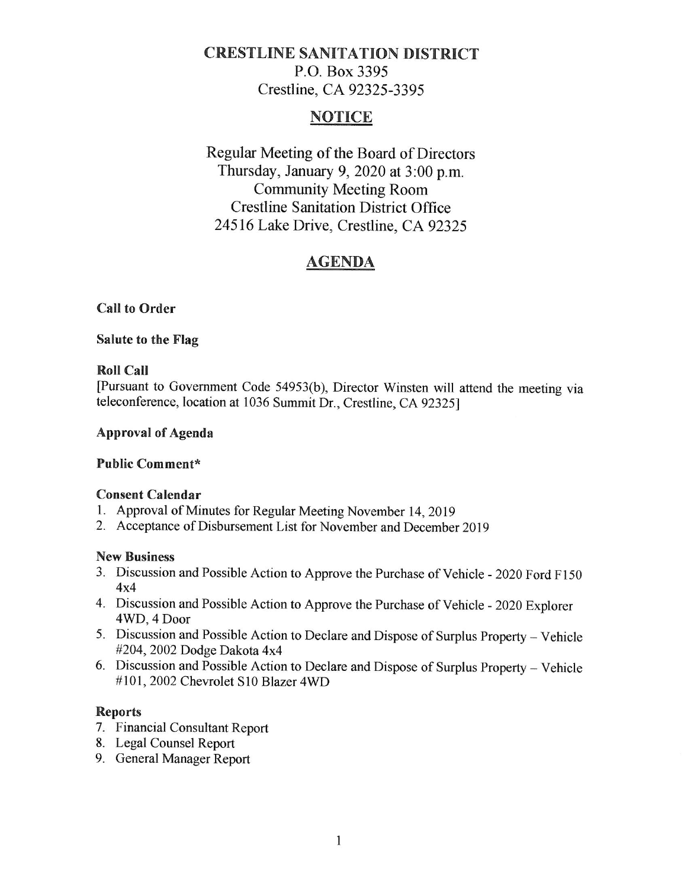# CRESTLINE SANITATION DISTRICT

P.O. Box 3395
Crestline, CA 92325-3395

## NOTICE

Regular Meeting of the Board of Directors
Thursday, January 9, 2020 at 3:00 p.m.
Community Meeting Room
Crestline Sanitation District Office
24516 Lake Drive, Crestline, CA 92325

## AGENDA

**Call to Order**

**Salute to the Flag**

**Roll Call**

[Pursuant to Government Code 54953(b), Director Winsten will attend the meeting via teleconference, location at 1036 Summit Dr., Crestline, CA 92325]

**Approval of Agenda**

**Public Comment***

**Consent Calendar**

1. Approval of Minutes for Regular Meeting November 14, 2019
2. Acceptance of Disbursement List for November and December 2019

**New Business**

3. Discussion and Possible Action to Approve the Purchase of Vehicle - 2020 Ford F150 4x4
4. Discussion and Possible Action to Approve the Purchase of Vehicle - 2020 Explorer 4WD, 4 Door
5. Discussion and Possible Action to Declare and Dispose of Surplus Property – Vehicle #204, 2002 Dodge Dakota 4x4
6. Discussion and Possible Action to Declare and Dispose of Surplus Property – Vehicle #101, 2002 Chevrolet S10 Blazer 4WD

**Reports**

7. Financial Consultant Report
8. Legal Counsel Report
9. General Manager Report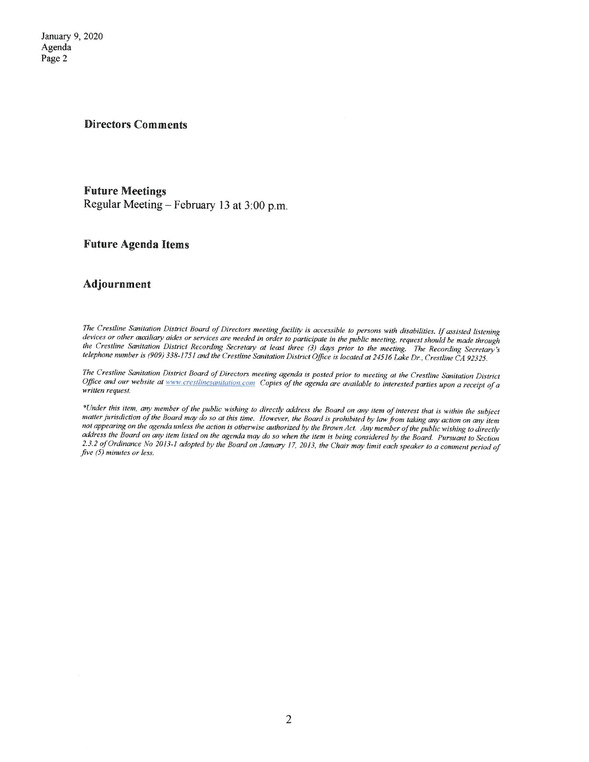## Directors Comments

## Future Meetings

Regular Meeting – February 13 at 3:00 p.m.

## Future Agenda Items

## Adjournment

*The Crestline Sanitation District Board of Directors meeting facility is accessible to persons with disabilities. If assisted listening devices or other auxiliary aides or services are needed in order to participate in the public meeting, request should be made through the Crestline Sanitation District Recording Secretary at least three (3) days prior to the meeting. The Recording Secretary's telephone number is (909) 338-1751 and the Crestline Sanitation District Office is located at 24516 Lake Dr., Crestline CA 92325.*

*The Crestline Sanitation District Board of Directors meeting agenda is posted prior to meeting at the Crestline Sanitation District Office and our website at www.crestlinesanitation.com Copies of the agenda are available to interested parties upon a receipt of a written request.*

*\*Under this item, any member of the public wishing to directly address the Board on any item of interest that is within the subject matter jurisdiction of the Board may do so at this time. However, the Board is prohibited by law from taking any action on any item not appearing on the agenda unless the action is otherwise authorized by the Brown Act. Any member of the public wishing to directly address the Board on any item listed on the agenda may do so when the item is being considered by the Board. Pursuant to Section 2.3.2 of Ordinance No 2013-1 adopted by the Board on January 17, 2013, the Chair may limit each speaker to a comment period of five (5) minutes or less.*